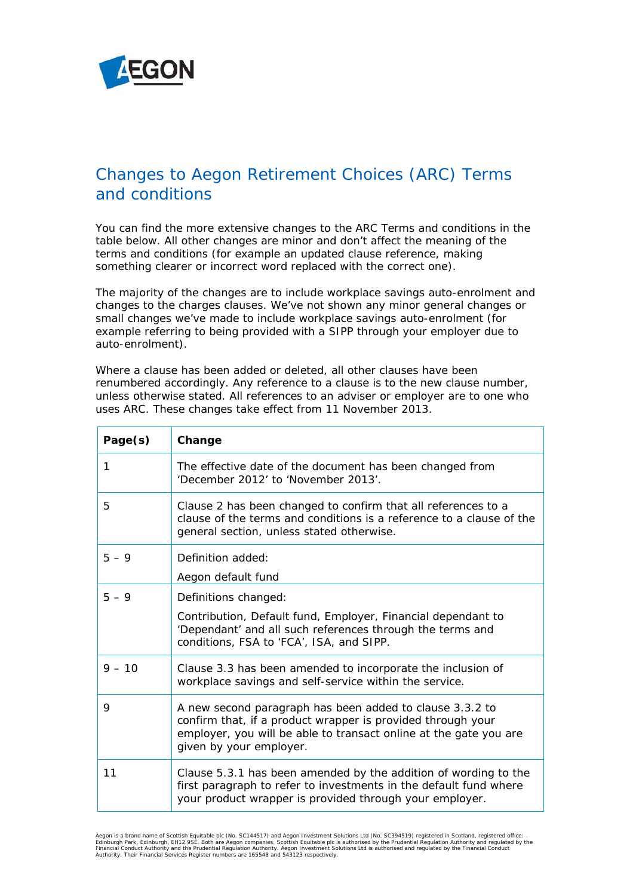# Changes to Aegon Retirement Choices (ARC) Terms and conditions

You can find the more extensive changes to the ARC Terms and conditions in the table below. All other changes are minor and don't affect the meaning of the terms and conditions (for example an updated clause reference, making something clearer or incorrect word replaced with the correct one).

The majority of the changes are to include workplace savings auto-enrolment and changes to the charges clauses. We've not shown any minor general changes or small changes we've made to include workplace savings auto-enrolment (for example referring to being provided with a SIPP through your employer due to auto-enrolment).

Where a clause has been added or deleted, all other clauses have been renumbered accordingly. Any reference to a clause is to the new clause number, unless otherwise stated. All references to an adviser or employer are to one who uses ARC. These changes take effect from 11 November 2013.

| Page(s) | Change |
|---|---|
| 1 | The effective date of the document has been changed from 'December 2012' to 'November 2013'. |
| 5 | Clause 2 has been changed to confirm that all references to a clause of the terms and conditions is a reference to a clause of the general section, unless stated otherwise. |
| 5 – 9 | Definition added:<br><br>Aegon default fund |
| 5 – 9 | Definitions changed:<br><br>Contribution, Default fund, Employer, Financial dependant to 'Dependant' and all such references through the terms and conditions, FSA to 'FCA', ISA, and SIPP. |
| 9 – 10 | Clause 3.3 has been amended to incorporate the inclusion of workplace savings and self-service within the service. |
| 9 | A new second paragraph has been added to clause 3.3.2 to confirm that, if a product wrapper is provided through your employer, you will be able to transact online at the gate you are given by your employer. |
| 11 | Clause 5.3.1 has been amended by the addition of wording to the first paragraph to refer to investments in the default fund where your product wrapper is provided through your employer. |

Aegon is a brand name of Scottish Equitable plc (No. SC144517) and Aegon Investment Solutions Ltd (No. SC394519) registered in Scotland, registered office: Edinburgh Park, Edinburgh, EH12 9SE. Both are Aegon companies. Scottish Equitable plc is authorised by the Prudential Regulation Authority and regulated by the Financial Conduct Authority and the Prudential Regulation Authority. Aegon Investment Solutions Ltd is authorised and regulated by the Financial Conduct Authority. Their Financial Services Register numbers are 165548 and 543123 respectively.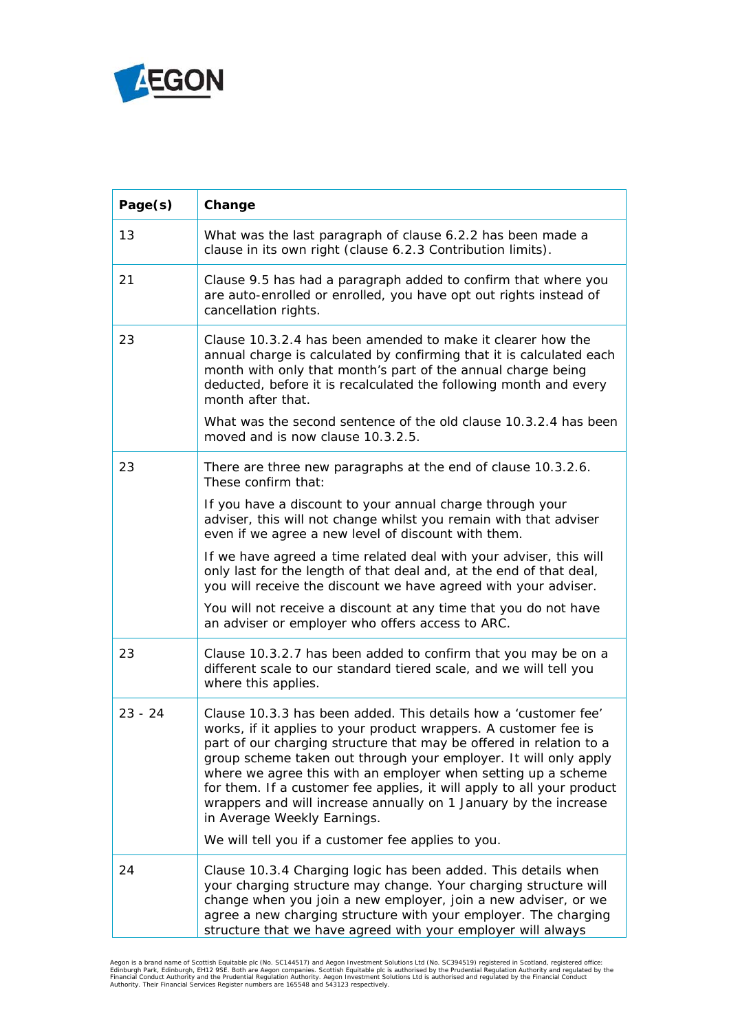| Page(s) | Change |
|---|---|
| 13 | What was the last paragraph of clause 6.2.2 has been made a clause in its own right (clause 6.2.3 Contribution limits). |
| 21 | Clause 9.5 has had a paragraph added to confirm that where you are auto-enrolled or enrolled, you have opt out rights instead of cancellation rights. |
| 23 | Clause 10.3.2.4 has been amended to make it clearer how the annual charge is calculated by confirming that it is calculated each month with only that month's part of the annual charge being deducted, before it is recalculated the following month and every month after that.<br><br>What was the second sentence of the old clause 10.3.2.4 has been moved and is now clause 10.3.2.5. |
| 23 | There are three new paragraphs at the end of clause 10.3.2.6. These confirm that:<br><br>If you have a discount to your annual charge through your adviser, this will not change whilst you remain with that adviser even if we agree a new level of discount with them.<br><br>If we have agreed a time related deal with your adviser, this will only last for the length of that deal and, at the end of that deal, you will receive the discount we have agreed with your adviser.<br><br>You will not receive a discount at any time that you do not have an adviser or employer who offers access to ARC. |
| 23 | Clause 10.3.2.7 has been added to confirm that you may be on a different scale to our standard tiered scale, and we will tell you where this applies. |
| 23 - 24 | Clause 10.3.3 has been added. This details how a 'customer fee' works, if it applies to your product wrappers. A customer fee is part of our charging structure that may be offered in relation to a group scheme taken out through your employer. It will only apply where we agree this with an employer when setting up a scheme for them. If a customer fee applies, it will apply to all your product wrappers and will increase annually on 1 January by the increase in Average Weekly Earnings.<br><br>We will tell you if a customer fee applies to you. |
| 24 | Clause 10.3.4 Charging logic has been added. This details when your charging structure may change. Your charging structure will change when you join a new employer, join a new adviser, or we agree a new charging structure with your employer. The charging structure that we have agreed with your employer will always |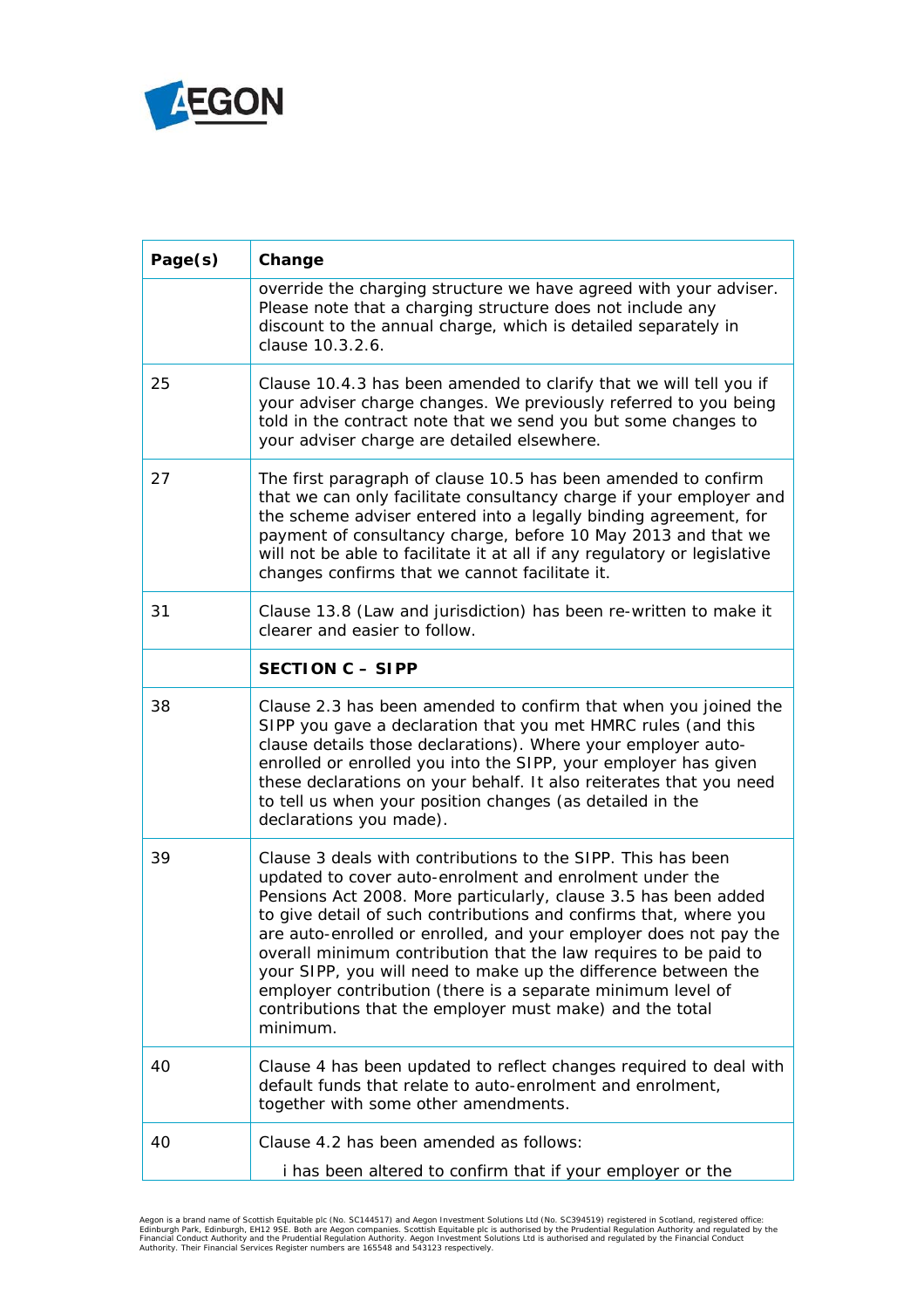| Page(s) | Change |
|---|---|
| | override the charging structure we have agreed with your adviser. Please note that a charging structure does not include any discount to the annual charge, which is detailed separately in clause 10.3.2.6. |
| 25 | Clause 10.4.3 has been amended to clarify that we will tell you if your adviser charge changes. We previously referred to you being told in the contract note that we send you but some changes to your adviser charge are detailed elsewhere. |
| 27 | The first paragraph of clause 10.5 has been amended to confirm that we can only facilitate consultancy charge if your employer and the scheme adviser entered into a legally binding agreement, for payment of consultancy charge, before 10 May 2013 and that we will not be able to facilitate it at all if any regulatory or legislative changes confirms that we cannot facilitate it. |
| 31 | Clause 13.8 (Law and jurisdiction) has been re-written to make it clearer and easier to follow. |
| | **SECTION C – SIPP** |
| 38 | Clause 2.3 has been amended to confirm that when you joined the SIPP you gave a declaration that you met HMRC rules (and this clause details those declarations). Where your employer auto-enrolled or enrolled you into the SIPP, your employer has given these declarations on your behalf. It also reiterates that you need to tell us when your position changes (as detailed in the declarations you made). |
| 39 | Clause 3 deals with contributions to the SIPP. This has been updated to cover auto-enrolment and enrolment under the Pensions Act 2008. More particularly, clause 3.5 has been added to give detail of such contributions and confirms that, where you are auto-enrolled or enrolled, and your employer does not pay the overall minimum contribution that the law requires to be paid to your SIPP, you will need to make up the difference between the employer contribution (there is a separate minimum level of contributions that the employer must make) and the total minimum. |
| 40 | Clause 4 has been updated to reflect changes required to deal with default funds that relate to auto-enrolment and enrolment, together with some other amendments. |
| 40 | Clause 4.2 has been amended as follows:<br><br>i has been altered to confirm that if your employer or the |

Aegon is a brand name of Scottish Equitable plc (No. SC144517) and Aegon Investment Solutions Ltd (No. SC394519) registered in Scotland, registered office: Edinburgh Park, Edinburgh, EH12 9SE. Both are Aegon companies. Scottish Equitable plc is authorised by the Prudential Regulation Authority and regulated by the Financial Conduct Authority and the Prudential Regulation Authority. Aegon Investment Solutions Ltd is authorised and regulated by the Financial Conduct Authority. Their Financial Services Register numbers are 165548 and 543123 respectively.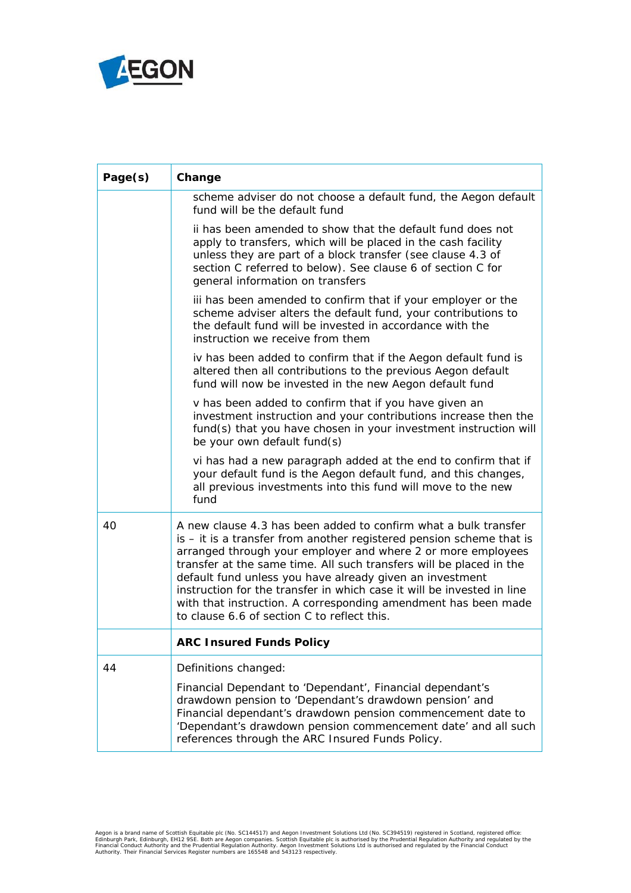| Page(s) | Change |
|---|---|
| | scheme adviser do not choose a default fund, the Aegon default fund will be the default fund<br><br>ii has been amended to show that the default fund does not apply to transfers, which will be placed in the cash facility unless they are part of a block transfer (see clause 4.3 of section C referred to below). See clause 6 of section C for general information on transfers<br><br>iii has been amended to confirm that if your employer or the scheme adviser alters the default fund, your contributions to the default fund will be invested in accordance with the instruction we receive from them<br><br>iv has been added to confirm that if the Aegon default fund is altered then all contributions to the previous Aegon default fund will now be invested in the new Aegon default fund<br><br>v has been added to confirm that if you have given an investment instruction and your contributions increase then the fund(s) that you have chosen in your investment instruction will be your own default fund(s)<br><br>vi has had a new paragraph added at the end to confirm that if your default fund is the Aegon default fund, and this changes, all previous investments into this fund will move to the new fund |
| 40 | A new clause 4.3 has been added to confirm what a bulk transfer is – it is a transfer from another registered pension scheme that is arranged through your employer and where 2 or more employees transfer at the same time. All such transfers will be placed in the default fund unless you have already given an investment instruction for the transfer in which case it will be invested in line with that instruction. A corresponding amendment has been made to clause 6.6 of section C to reflect this. |
| | **ARC Insured Funds Policy** |
| 44 | Definitions changed:<br><br>Financial Dependant to 'Dependant', Financial dependant's drawdown pension to 'Dependant's drawdown pension' and Financial dependant's drawdown pension commencement date to 'Dependant's drawdown pension commencement date' and all such references through the ARC Insured Funds Policy. |

Aegon is a brand name of Scottish Equitable plc (No. SC144517) and Aegon Investment Solutions Ltd (No. SC394519) registered in Scotland, registered office: Edinburgh Park, Edinburgh, EH12 9SE. Both are Aegon companies. Scottish Equitable plc is authorised by the Prudential Regulation Authority and regulated by the Financial Conduct Authority and the Prudential Regulation Authority. Aegon Investment Solutions Ltd is authorised and regulated by the Financial Conduct Authority. Their Financial Services Register numbers are 165548 and 543123 respectively.